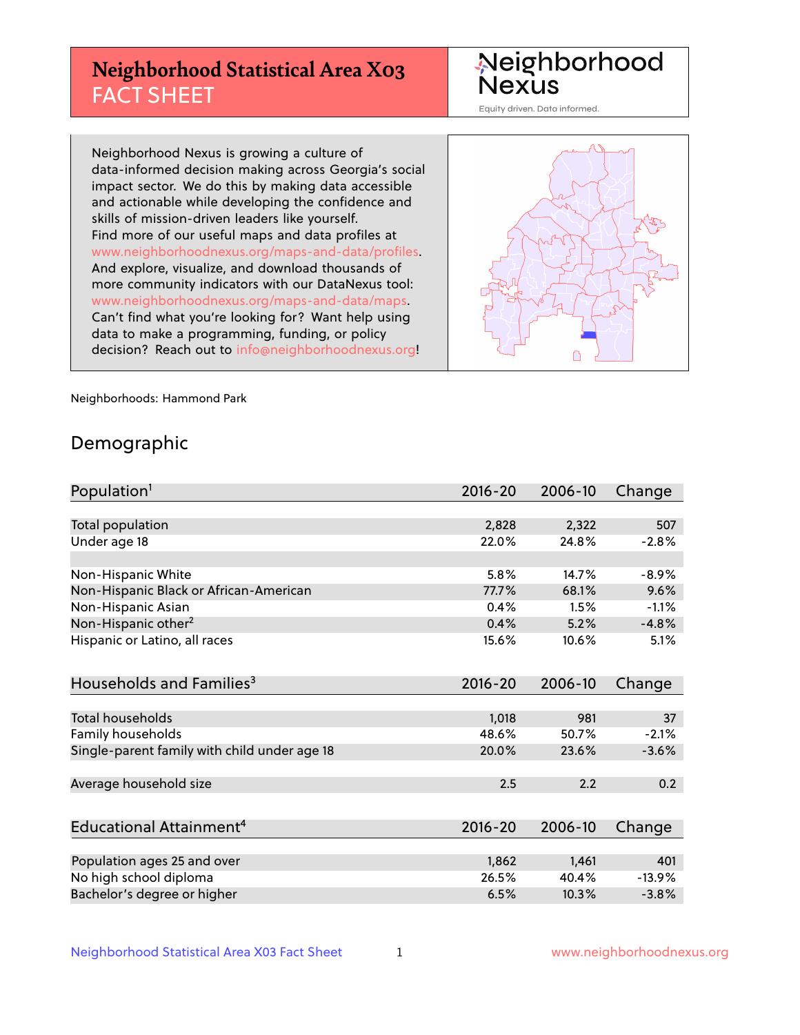# Neighborhood Statistical Area X03
## FACT SHEET

Neighborhood Nexus
Equity driven. Data informed.

Neighborhood Nexus is growing a culture of data-informed decision making across Georgia's social impact sector. We do this by making data accessible and actionable while developing the confidence and skills of mission-driven leaders like yourself. Find more of our useful maps and data profiles at www.neighborhoodnexus.org/maps-and-data/profiles. And explore, visualize, and download thousands of more community indicators with our DataNexus tool: www.neighborhoodnexus.org/maps-and-data/maps. Can't find what you're looking for? Want help using data to make a programming, funding, or policy decision? Reach out to info@neighborhoodnexus.org!

Neighborhoods: Hammond Park

## Demographic

| Population[1] | 2016-20 | 2006-10 | Change |
|---|---|---|---|
| Total population | 2,828 | 2,322 | 507 |
| Under age 18 | 22.0% | 24.8% | -2.8% |
| | | | |
| Non-Hispanic White | 5.8% | 14.7% | -8.9% |
| Non-Hispanic Black or African-American | 77.7% | 68.1% | 9.6% |
| Non-Hispanic Asian | 0.4% | 1.5% | -1.1% |
| Non-Hispanic other[2] | 0.4% | 5.2% | -4.8% |
| Hispanic or Latino, all races | 15.6% | 10.6% | 5.1% |

| Households and Families[3] | 2016-20 | 2006-10 | Change |
|---|---|---|---|
| Total households | 1,018 | 981 | 37 |
| Family households | 48.6% | 50.7% | -2.1% |
| Single-parent family with child under age 18 | 20.0% | 23.6% | -3.6% |
| | | | |
| Average household size | 2.5 | 2.2 | 0.2 |

| Educational Attainment[4] | 2016-20 | 2006-10 | Change |
|---|---|---|---|
| Population ages 25 and over | 1,862 | 1,461 | 401 |
| No high school diploma | 26.5% | 40.4% | -13.9% |
| Bachelor's degree or higher | 6.5% | 10.3% | -3.8% |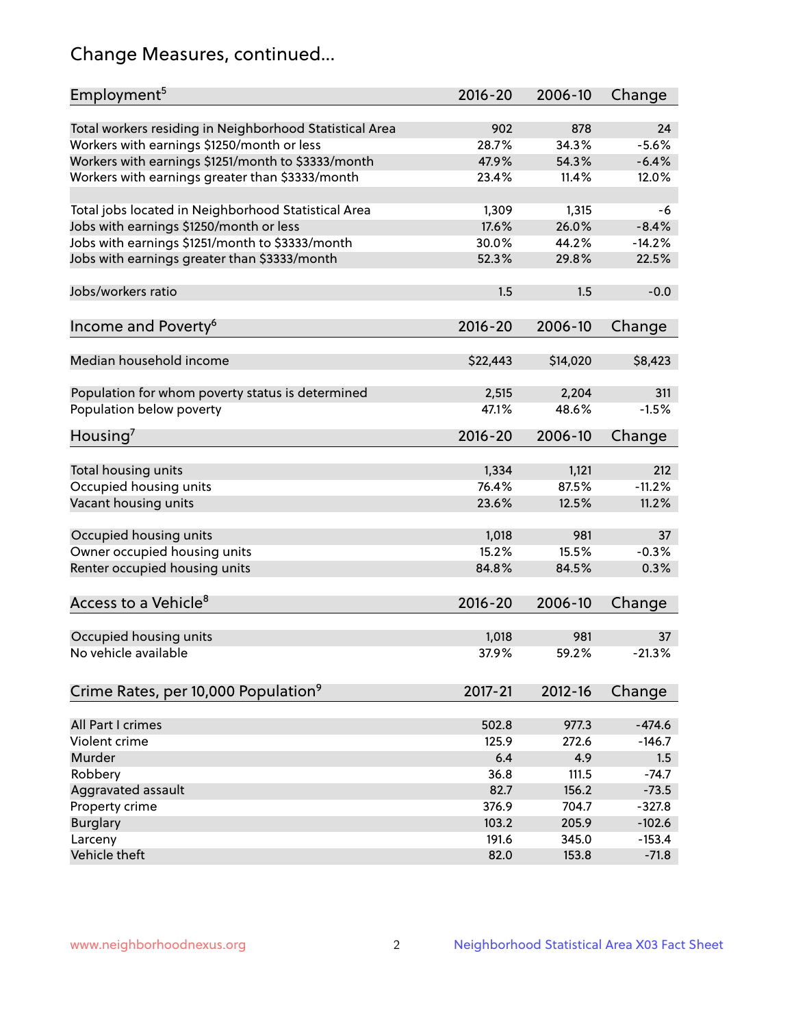# Change Measures, continued...

| Employment[5] | 2016-20 | 2006-10 | Change |
|---|---|---|---|
| Total workers residing in Neighborhood Statistical Area | 902 | 878 | 24 |
| Workers with earnings $1250/month or less | 28.7% | 34.3% | -5.6% |
| Workers with earnings $1251/month to $3333/month | 47.9% | 54.3% | -6.4% |
| Workers with earnings greater than $3333/month | 23.4% | 11.4% | 12.0% |
| | | | |
| Total jobs located in Neighborhood Statistical Area | 1,309 | 1,315 | -6 |
| Jobs with earnings $1250/month or less | 17.6% | 26.0% | -8.4% |
| Jobs with earnings $1251/month to $3333/month | 30.0% | 44.2% | -14.2% |
| Jobs with earnings greater than $3333/month | 52.3% | 29.8% | 22.5% |
| | | | |
| Jobs/workers ratio | 1.5 | 1.5 | -0.0 |

| Income and Poverty[6] | 2016-20 | 2006-10 | Change |
|---|---|---|---|
| Median household income | $22,443 | $14,020 | $8,423 |
| | | | |
| Population for whom poverty status is determined | 2,515 | 2,204 | 311 |
| Population below poverty | 47.1% | 48.6% | -1.5% |

| Housing[7] | 2016-20 | 2006-10 | Change |
|---|---|---|---|
| Total housing units | 1,334 | 1,121 | 212 |
| Occupied housing units | 76.4% | 87.5% | -11.2% |
| Vacant housing units | 23.6% | 12.5% | 11.2% |
| | | | |
| Occupied housing units | 1,018 | 981 | 37 |
| Owner occupied housing units | 15.2% | 15.5% | -0.3% |
| Renter occupied housing units | 84.8% | 84.5% | 0.3% |

| Access to a Vehicle[8] | 2016-20 | 2006-10 | Change |
|---|---|---|---|
| Occupied housing units | 1,018 | 981 | 37 |
| No vehicle available | 37.9% | 59.2% | -21.3% |

| Crime Rates, per 10,000 Population[9] | 2017-21 | 2012-16 | Change |
|---|---|---|---|
| All Part I crimes | 502.8 | 977.3 | -474.6 |
| Violent crime | 125.9 | 272.6 | -146.7 |
| Murder | 6.4 | 4.9 | 1.5 |
| Robbery | 36.8 | 111.5 | -74.7 |
| Aggravated assault | 82.7 | 156.2 | -73.5 |
| Property crime | 376.9 | 704.7 | -327.8 |
| Burglary | 103.2 | 205.9 | -102.6 |
| Larceny | 191.6 | 345.0 | -153.4 |
| Vehicle theft | 82.0 | 153.8 | -71.8 |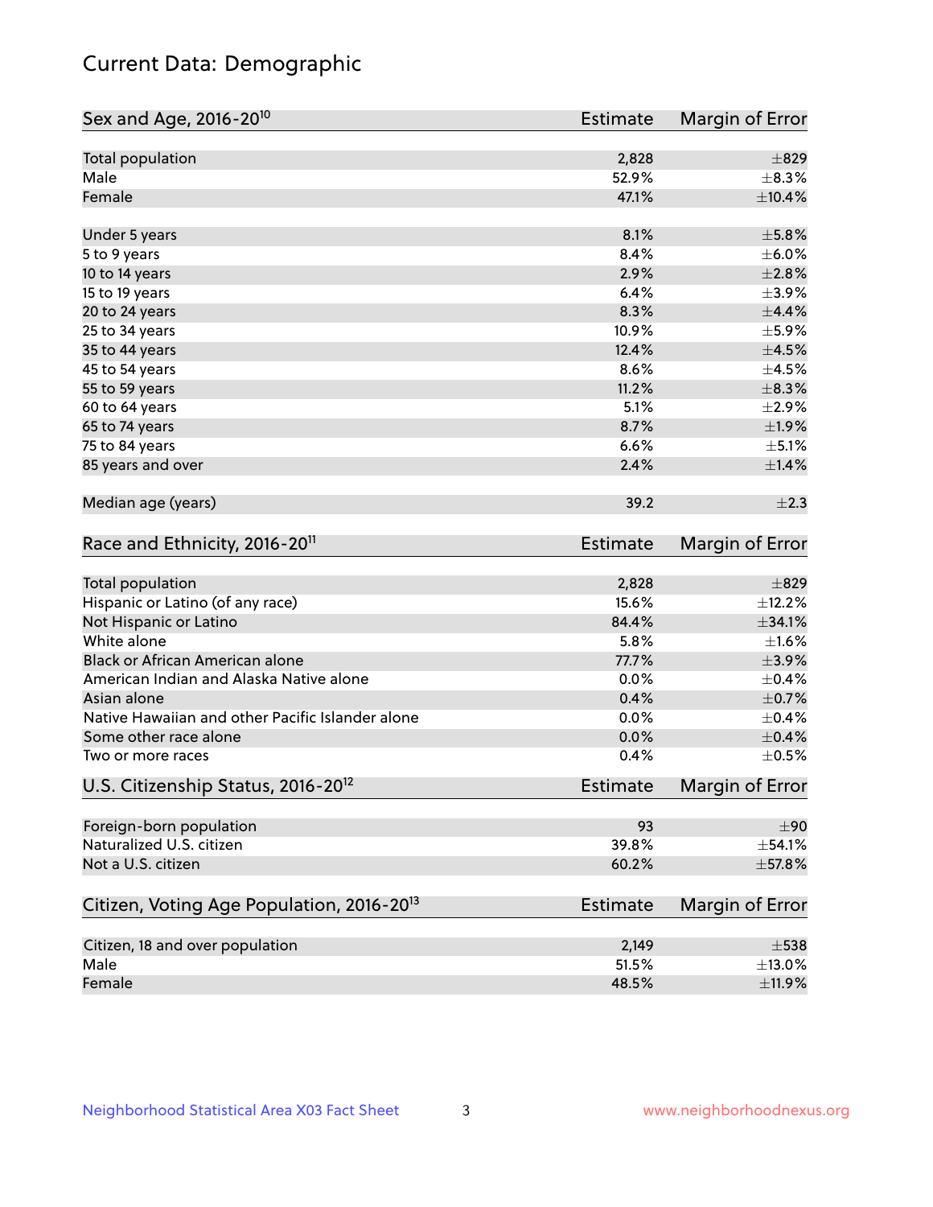# Current Data: Demographic

| Sex and Age, 2016-20[10] | Estimate | Margin of Error |
|---|---|---|
| Total population | 2,828 | ±829 |
| Male | 52.9% | ±8.3% |
| Female | 47.1% | ±10.4% |
| Under 5 years | 8.1% | ±5.8% |
| 5 to 9 years | 8.4% | ±6.0% |
| 10 to 14 years | 2.9% | ±2.8% |
| 15 to 19 years | 6.4% | ±3.9% |
| 20 to 24 years | 8.3% | ±4.4% |
| 25 to 34 years | 10.9% | ±5.9% |
| 35 to 44 years | 12.4% | ±4.5% |
| 45 to 54 years | 8.6% | ±4.5% |
| 55 to 59 years | 11.2% | ±8.3% |
| 60 to 64 years | 5.1% | ±2.9% |
| 65 to 74 years | 8.7% | ±1.9% |
| 75 to 84 years | 6.6% | ±5.1% |
| 85 years and over | 2.4% | ±1.4% |
| Median age (years) | 39.2 | ±2.3 |

| Race and Ethnicity, 2016-20[11] | Estimate | Margin of Error |
|---|---|---|
| Total population | 2,828 | ±829 |
| Hispanic or Latino (of any race) | 15.6% | ±12.2% |
| Not Hispanic or Latino | 84.4% | ±34.1% |
| White alone | 5.8% | ±1.6% |
| Black or African American alone | 77.7% | ±3.9% |
| American Indian and Alaska Native alone | 0.0% | ±0.4% |
| Asian alone | 0.4% | ±0.7% |
| Native Hawaiian and other Pacific Islander alone | 0.0% | ±0.4% |
| Some other race alone | 0.0% | ±0.4% |
| Two or more races | 0.4% | ±0.5% |

| U.S. Citizenship Status, 2016-20[12] | Estimate | Margin of Error |
|---|---|---|
| Foreign-born population | 93 | ±90 |
| Naturalized U.S. citizen | 39.8% | ±54.1% |
| Not a U.S. citizen | 60.2% | ±57.8% |

| Citizen, Voting Age Population, 2016-20[13] | Estimate | Margin of Error |
|---|---|---|
| Citizen, 18 and over population | 2,149 | ±538 |
| Male | 51.5% | ±13.0% |
| Female | 48.5% | ±11.9% |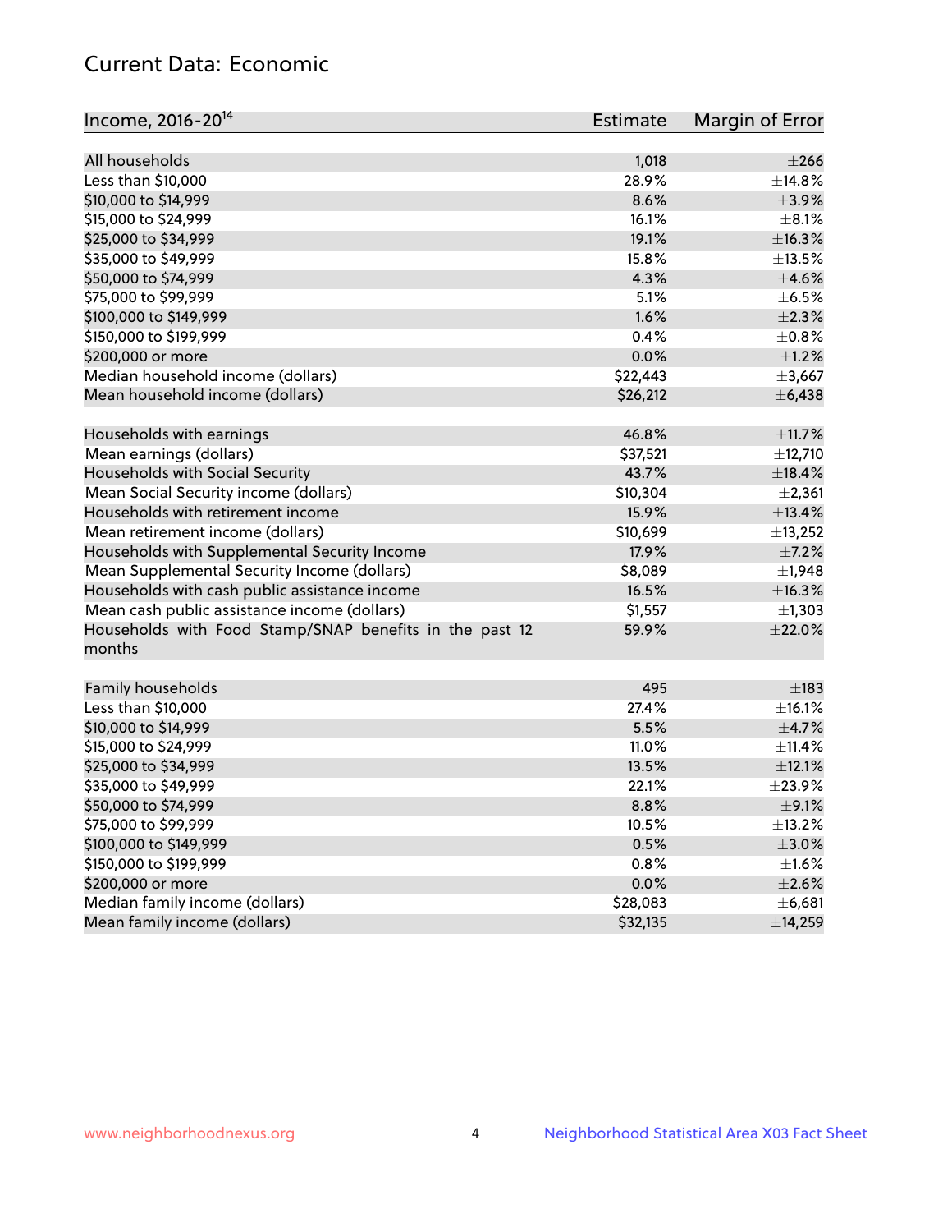# Current Data: Economic

| Income, 2016-20[14] | Estimate | Margin of Error |
|---|---|---|
| All households | 1,018 | ±266 |
| Less than $10,000 | 28.9% | ±14.8% |
| $10,000 to $14,999 | 8.6% | ±3.9% |
| $15,000 to $24,999 | 16.1% | ±8.1% |
| $25,000 to $34,999 | 19.1% | ±16.3% |
| $35,000 to $49,999 | 15.8% | ±13.5% |
| $50,000 to $74,999 | 4.3% | ±4.6% |
| $75,000 to $99,999 | 5.1% | ±6.5% |
| $100,000 to $149,999 | 1.6% | ±2.3% |
| $150,000 to $199,999 | 0.4% | ±0.8% |
| $200,000 or more | 0.0% | ±1.2% |
| Median household income (dollars) | $22,443 | ±3,667 |
| Mean household income (dollars) | $26,212 | ±6,438 |
| | | |
| Households with earnings | 46.8% | ±11.7% |
| Mean earnings (dollars) | $37,521 | ±12,710 |
| Households with Social Security | 43.7% | ±18.4% |
| Mean Social Security income (dollars) | $10,304 | ±2,361 |
| Households with retirement income | 15.9% | ±13.4% |
| Mean retirement income (dollars) | $10,699 | ±13,252 |
| Households with Supplemental Security Income | 17.9% | ±7.2% |
| Mean Supplemental Security Income (dollars) | $8,089 | ±1,948 |
| Households with cash public assistance income | 16.5% | ±16.3% |
| Mean cash public assistance income (dollars) | $1,557 | ±1,303 |
| Households with Food Stamp/SNAP benefits in the past 12 months | 59.9% | ±22.0% |
| | | |
| Family households | 495 | ±183 |
| Less than $10,000 | 27.4% | ±16.1% |
| $10,000 to $14,999 | 5.5% | ±4.7% |
| $15,000 to $24,999 | 11.0% | ±11.4% |
| $25,000 to $34,999 | 13.5% | ±12.1% |
| $35,000 to $49,999 | 22.1% | ±23.9% |
| $50,000 to $74,999 | 8.8% | ±9.1% |
| $75,000 to $99,999 | 10.5% | ±13.2% |
| $100,000 to $149,999 | 0.5% | ±3.0% |
| $150,000 to $199,999 | 0.8% | ±1.6% |
| $200,000 or more | 0.0% | ±2.6% |
| Median family income (dollars) | $28,083 | ±6,681 |
| Mean family income (dollars) | $32,135 | ±14,259 |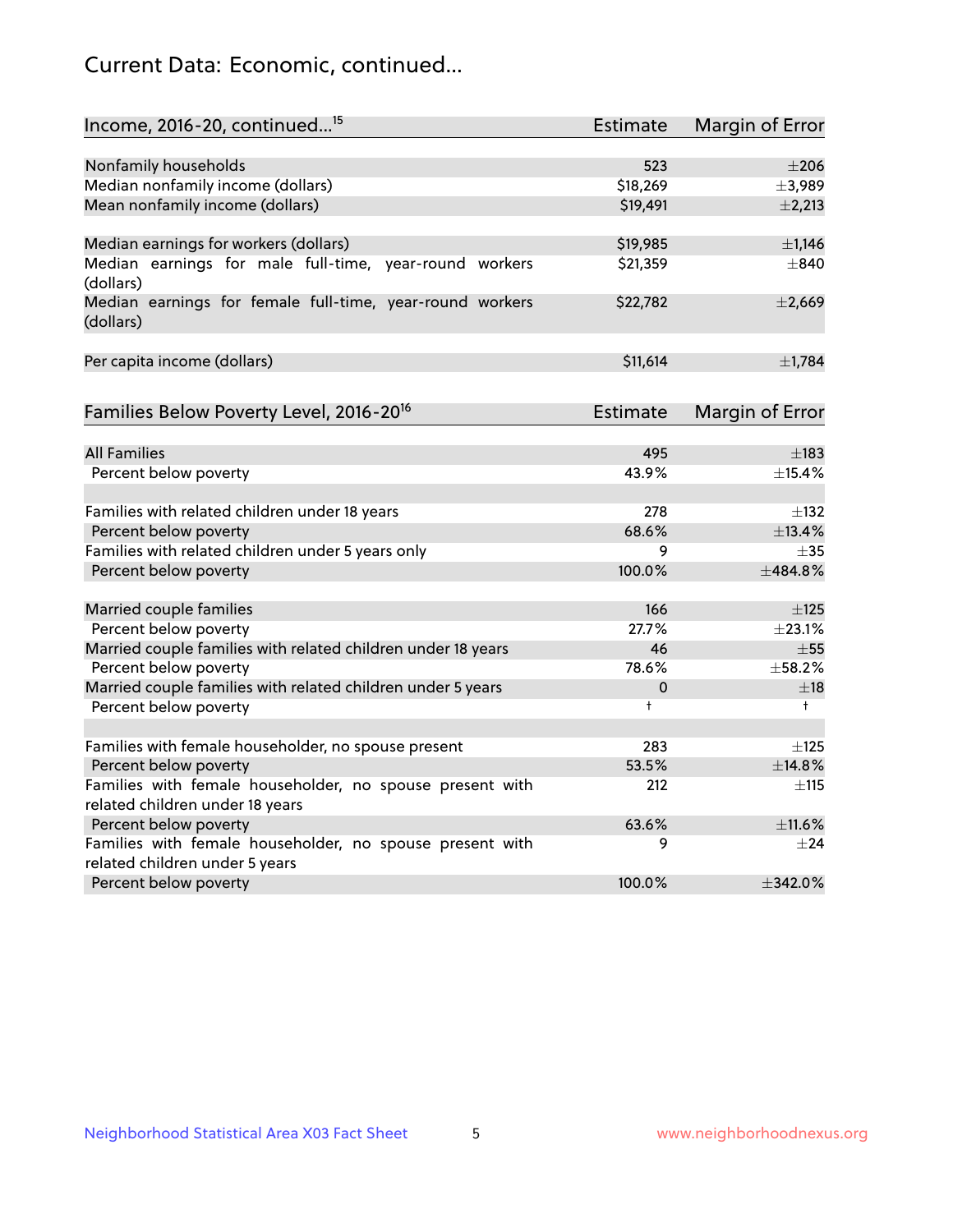# Current Data: Economic, continued...

| Income, 2016-20, continued...[15] | Estimate | Margin of Error |
|---|---|---|
| Nonfamily households | 523 | ±206 |
| Median nonfamily income (dollars) | $18,269 | ±3,989 |
| Mean nonfamily income (dollars) | $19,491 | ±2,213 |
| | | |
| Median earnings for workers (dollars) | $19,985 | ±1,146 |
| Median earnings for male full-time, year-round workers (dollars) | $21,359 | ±840 |
| Median earnings for female full-time, year-round workers (dollars) | $22,782 | ±2,669 |
| | | |
| Per capita income (dollars) | $11,614 | ±1,784 |

| Families Below Poverty Level, 2016-20[16] | Estimate | Margin of Error |
|---|---|---|
| All Families | 495 | ±183 |
| Percent below poverty | 43.9% | ±15.4% |
| | | |
| Families with related children under 18 years | 278 | ±132 |
| Percent below poverty | 68.6% | ±13.4% |
| Families with related children under 5 years only | 9 | ±35 |
| Percent below poverty | 100.0% | ±484.8% |
| | | |
| Married couple families | 166 | ±125 |
| Percent below poverty | 27.7% | ±23.1% |
| Married couple families with related children under 18 years | 46 | ±55 |
| Percent below poverty | 78.6% | ±58.2% |
| Married couple families with related children under 5 years | 0 | ±18 |
| Percent below poverty | † | † |
| | | |
| Families with female householder, no spouse present | 283 | ±125 |
| Percent below poverty | 53.5% | ±14.8% |
| Families with female householder, no spouse present with related children under 18 years | 212 | ±115 |
| Percent below poverty | 63.6% | ±11.6% |
| Families with female householder, no spouse present with related children under 5 years | 9 | ±24 |
| Percent below poverty | 100.0% | ±342.0% |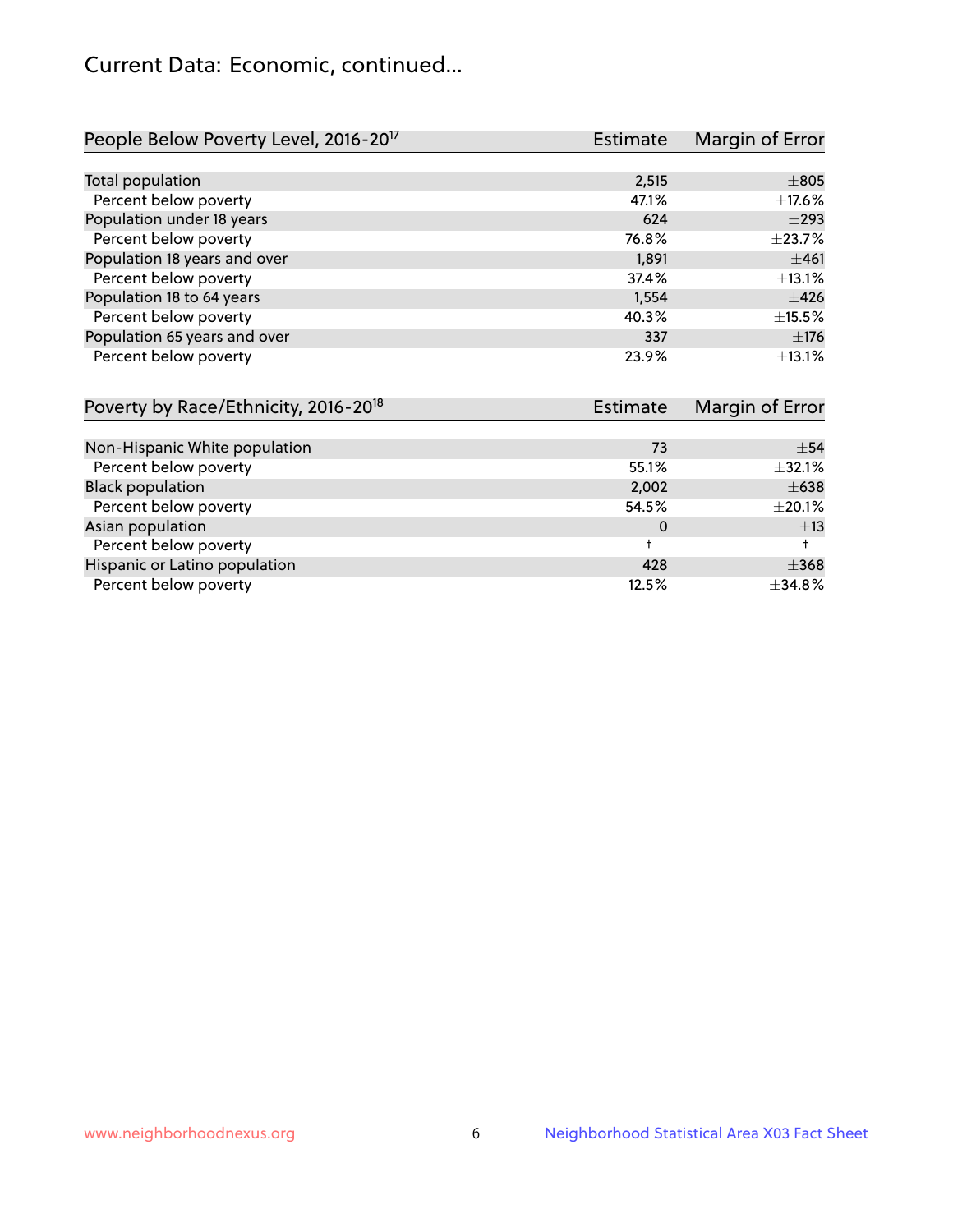# Current Data: Economic, continued...

| People Below Poverty Level, 2016-20[17] | Estimate | Margin of Error |
|---|---|---|
| Total population | 2,515 | ±805 |
| Percent below poverty | 47.1% | ±17.6% |
| Population under 18 years | 624 | ±293 |
| Percent below poverty | 76.8% | ±23.7% |
| Population 18 years and over | 1,891 | ±461 |
| Percent below poverty | 37.4% | ±13.1% |
| Population 18 to 64 years | 1,554 | ±426 |
| Percent below poverty | 40.3% | ±15.5% |
| Population 65 years and over | 337 | ±176 |
| Percent below poverty | 23.9% | ±13.1% |

| Poverty by Race/Ethnicity, 2016-20[18] | Estimate | Margin of Error |
|---|---|---|
| Non-Hispanic White population | 73 | ±54 |
| Percent below poverty | 55.1% | ±32.1% |
| Black population | 2,002 | ±638 |
| Percent below poverty | 54.5% | ±20.1% |
| Asian population | 0 | ±13 |
| Percent below poverty | † | † |
| Hispanic or Latino population | 428 | ±368 |
| Percent below poverty | 12.5% | ±34.8% |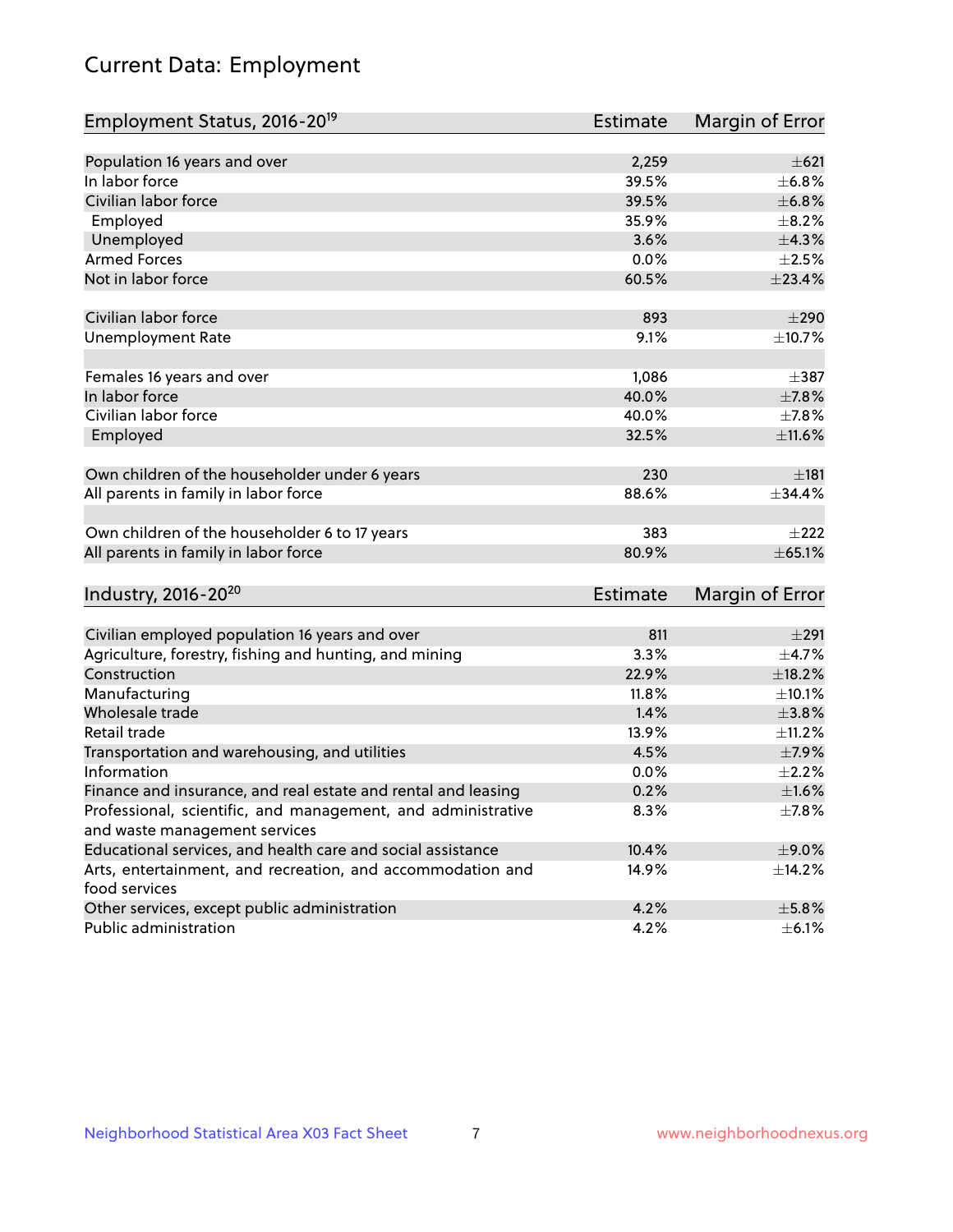# Current Data: Employment

| Employment Status, 2016-20[19] | Estimate | Margin of Error |
| --- | --- | --- |
| Population 16 years and over | 2,259 | ±621 |
| In labor force | 39.5% | ±6.8% |
| Civilian labor force | 39.5% | ±6.8% |
| Employed | 35.9% | ±8.2% |
| Unemployed | 3.6% | ±4.3% |
| Armed Forces | 0.0% | ±2.5% |
| Not in labor force | 60.5% | ±23.4% |
| | | |
| Civilian labor force | 893 | ±290 |
| Unemployment Rate | 9.1% | ±10.7% |
| | | |
| Females 16 years and over | 1,086 | ±387 |
| In labor force | 40.0% | ±7.8% |
| Civilian labor force | 40.0% | ±7.8% |
| Employed | 32.5% | ±11.6% |
| | | |
| Own children of the householder under 6 years | 230 | ±181 |
| All parents in family in labor force | 88.6% | ±34.4% |
| | | |
| Own children of the householder 6 to 17 years | 383 | ±222 |
| All parents in family in labor force | 80.9% | ±65.1% |

| Industry, 2016-20[20] | Estimate | Margin of Error |
| --- | --- | --- |
| Civilian employed population 16 years and over | 811 | ±291 |
| Agriculture, forestry, fishing and hunting, and mining | 3.3% | ±4.7% |
| Construction | 22.9% | ±18.2% |
| Manufacturing | 11.8% | ±10.1% |
| Wholesale trade | 1.4% | ±3.8% |
| Retail trade | 13.9% | ±11.2% |
| Transportation and warehousing, and utilities | 4.5% | ±7.9% |
| Information | 0.0% | ±2.2% |
| Finance and insurance, and real estate and rental and leasing | 0.2% | ±1.6% |
| Professional, scientific, and management, and administrative and waste management services | 8.3% | ±7.8% |
| Educational services, and health care and social assistance | 10.4% | ±9.0% |
| Arts, entertainment, and recreation, and accommodation and food services | 14.9% | ±14.2% |
| Other services, except public administration | 4.2% | ±5.8% |
| Public administration | 4.2% | ±6.1% |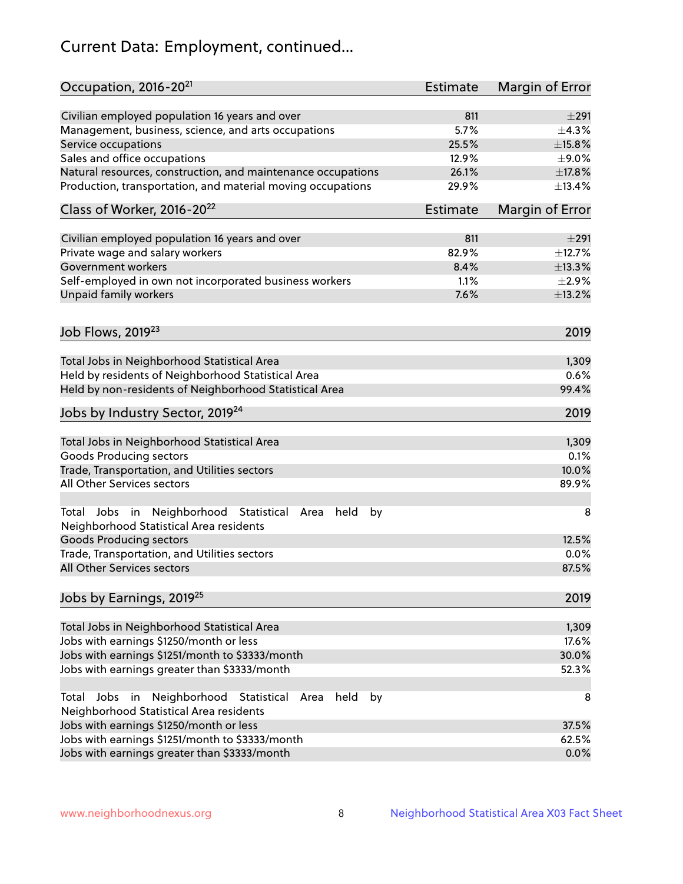# Current Data: Employment, continued...

| Occupation, 2016-20[21] | Estimate | Margin of Error |
|---|---|---|
| Civilian employed population 16 years and over | 811 | ±291 |
| Management, business, science, and arts occupations | 5.7% | ±4.3% |
| Service occupations | 25.5% | ±15.8% |
| Sales and office occupations | 12.9% | ±9.0% |
| Natural resources, construction, and maintenance occupations | 26.1% | ±17.8% |
| Production, transportation, and material moving occupations | 29.9% | ±13.4% |

| Class of Worker, 2016-20[22] | Estimate | Margin of Error |
|---|---|---|
| Civilian employed population 16 years and over | 811 | ±291 |
| Private wage and salary workers | 82.9% | ±12.7% |
| Government workers | 8.4% | ±13.3% |
| Self-employed in own not incorporated business workers | 1.1% | ±2.9% |
| Unpaid family workers | 7.6% | ±13.2% |

| Job Flows, 2019[23] | 2019 |
|---|---|
| Total Jobs in Neighborhood Statistical Area | 1,309 |
| Held by residents of Neighborhood Statistical Area | 0.6% |
| Held by non-residents of Neighborhood Statistical Area | 99.4% |

| Jobs by Industry Sector, 2019[24] | 2019 |
|---|---|
| Total Jobs in Neighborhood Statistical Area | 1,309 |
| Goods Producing sectors | 0.1% |
| Trade, Transportation, and Utilities sectors | 10.0% |
| All Other Services sectors | 89.9% |
| | |
| Total Jobs in Neighborhood Statistical Area held by Neighborhood Statistical Area residents | 8 |
| Goods Producing sectors | 12.5% |
| Trade, Transportation, and Utilities sectors | 0.0% |
| All Other Services sectors | 87.5% |

| Jobs by Earnings, 2019[25] | 2019 |
|---|---|
| Total Jobs in Neighborhood Statistical Area | 1,309 |
| Jobs with earnings $1250/month or less | 17.6% |
| Jobs with earnings $1251/month to $3333/month | 30.0% |
| Jobs with earnings greater than $3333/month | 52.3% |
| | |
| Total Jobs in Neighborhood Statistical Area held by Neighborhood Statistical Area residents | 8 |
| Jobs with earnings $1250/month or less | 37.5% |
| Jobs with earnings $1251/month to $3333/month | 62.5% |
| Jobs with earnings greater than $3333/month | 0.0% |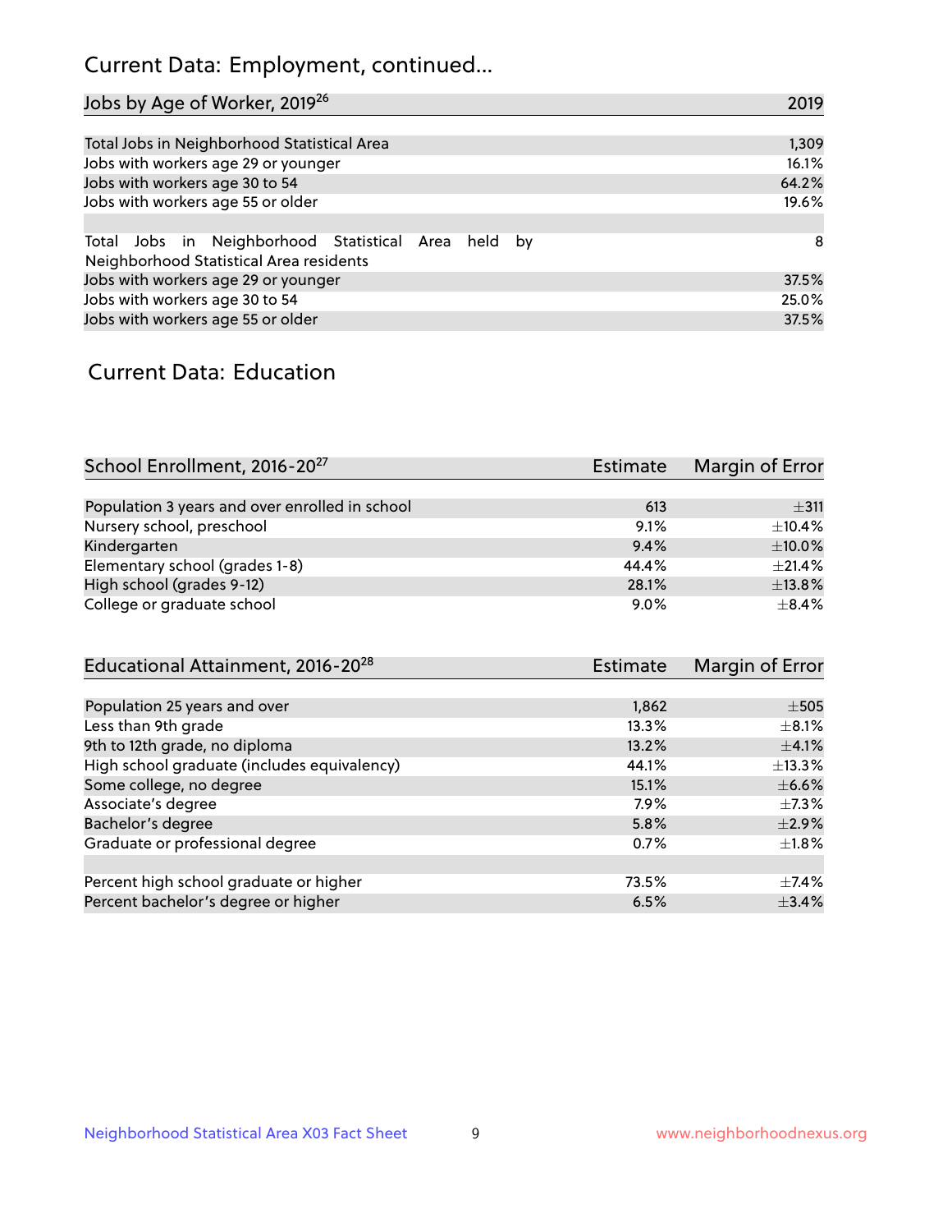## Current Data: Employment, continued...

| Jobs by Age of Worker, 2019[26] | 2019 |
|---|---|
| Total Jobs in Neighborhood Statistical Area | 1,309 |
| Jobs with workers age 29 or younger | 16.1% |
| Jobs with workers age 30 to 54 | 64.2% |
| Jobs with workers age 55 or older | 19.6% |
| | |
| Total Jobs in Neighborhood Statistical Area held by Neighborhood Statistical Area residents | 8 |
| Jobs with workers age 29 or younger | 37.5% |
| Jobs with workers age 30 to 54 | 25.0% |
| Jobs with workers age 55 or older | 37.5% |

## Current Data: Education

| School Enrollment, 2016-20[27] | Estimate | Margin of Error |
|---|---|---|
| Population 3 years and over enrolled in school | 613 | ±311 |
| Nursery school, preschool | 9.1% | ±10.4% |
| Kindergarten | 9.4% | ±10.0% |
| Elementary school (grades 1-8) | 44.4% | ±21.4% |
| High school (grades 9-12) | 28.1% | ±13.8% |
| College or graduate school | 9.0% | ±8.4% |

| Educational Attainment, 2016-20[28] | Estimate | Margin of Error |
|---|---|---|
| Population 25 years and over | 1,862 | ±505 |
| Less than 9th grade | 13.3% | ±8.1% |
| 9th to 12th grade, no diploma | 13.2% | ±4.1% |
| High school graduate (includes equivalency) | 44.1% | ±13.3% |
| Some college, no degree | 15.1% | ±6.6% |
| Associate's degree | 7.9% | ±7.3% |
| Bachelor's degree | 5.8% | ±2.9% |
| Graduate or professional degree | 0.7% | ±1.8% |
| | | |
| Percent high school graduate or higher | 73.5% | ±7.4% |
| Percent bachelor's degree or higher | 6.5% | ±3.4% |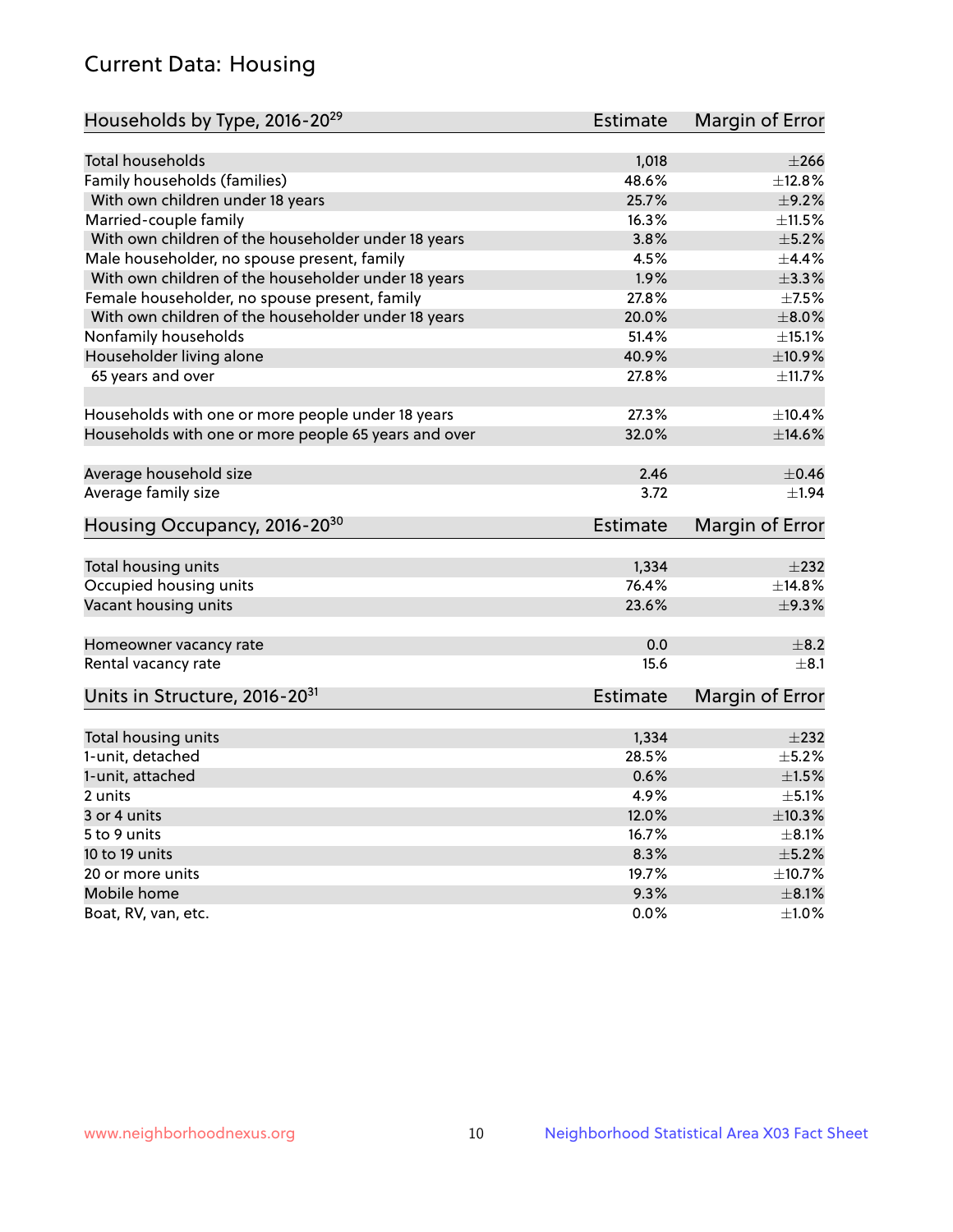## Current Data: Housing

| Households by Type, 2016-20[29] | Estimate | Margin of Error |
|---|---|---|
| Total households | 1,018 | ±266 |
| Family households (families) | 48.6% | ±12.8% |
| With own children under 18 years | 25.7% | ±9.2% |
| Married-couple family | 16.3% | ±11.5% |
| With own children of the householder under 18 years | 3.8% | ±5.2% |
| Male householder, no spouse present, family | 4.5% | ±4.4% |
| With own children of the householder under 18 years | 1.9% | ±3.3% |
| Female householder, no spouse present, family | 27.8% | ±7.5% |
| With own children of the householder under 18 years | 20.0% | ±8.0% |
| Nonfamily households | 51.4% | ±15.1% |
| Householder living alone | 40.9% | ±10.9% |
| 65 years and over | 27.8% | ±11.7% |
| Households with one or more people under 18 years | 27.3% | ±10.4% |
| Households with one or more people 65 years and over | 32.0% | ±14.6% |
| Average household size | 2.46 | ±0.46 |
| Average family size | 3.72 | ±1.94 |

| Housing Occupancy, 2016-20[30] | Estimate | Margin of Error |
|---|---|---|
| Total housing units | 1,334 | ±232 |
| Occupied housing units | 76.4% | ±14.8% |
| Vacant housing units | 23.6% | ±9.3% |
| Homeowner vacancy rate | 0.0 | ±8.2 |
| Rental vacancy rate | 15.6 | ±8.1 |

| Units in Structure, 2016-20[31] | Estimate | Margin of Error |
|---|---|---|
| Total housing units | 1,334 | ±232 |
| 1-unit, detached | 28.5% | ±5.2% |
| 1-unit, attached | 0.6% | ±1.5% |
| 2 units | 4.9% | ±5.1% |
| 3 or 4 units | 12.0% | ±10.3% |
| 5 to 9 units | 16.7% | ±8.1% |
| 10 to 19 units | 8.3% | ±5.2% |
| 20 or more units | 19.7% | ±10.7% |
| Mobile home | 9.3% | ±8.1% |
| Boat, RV, van, etc. | 0.0% | ±1.0% |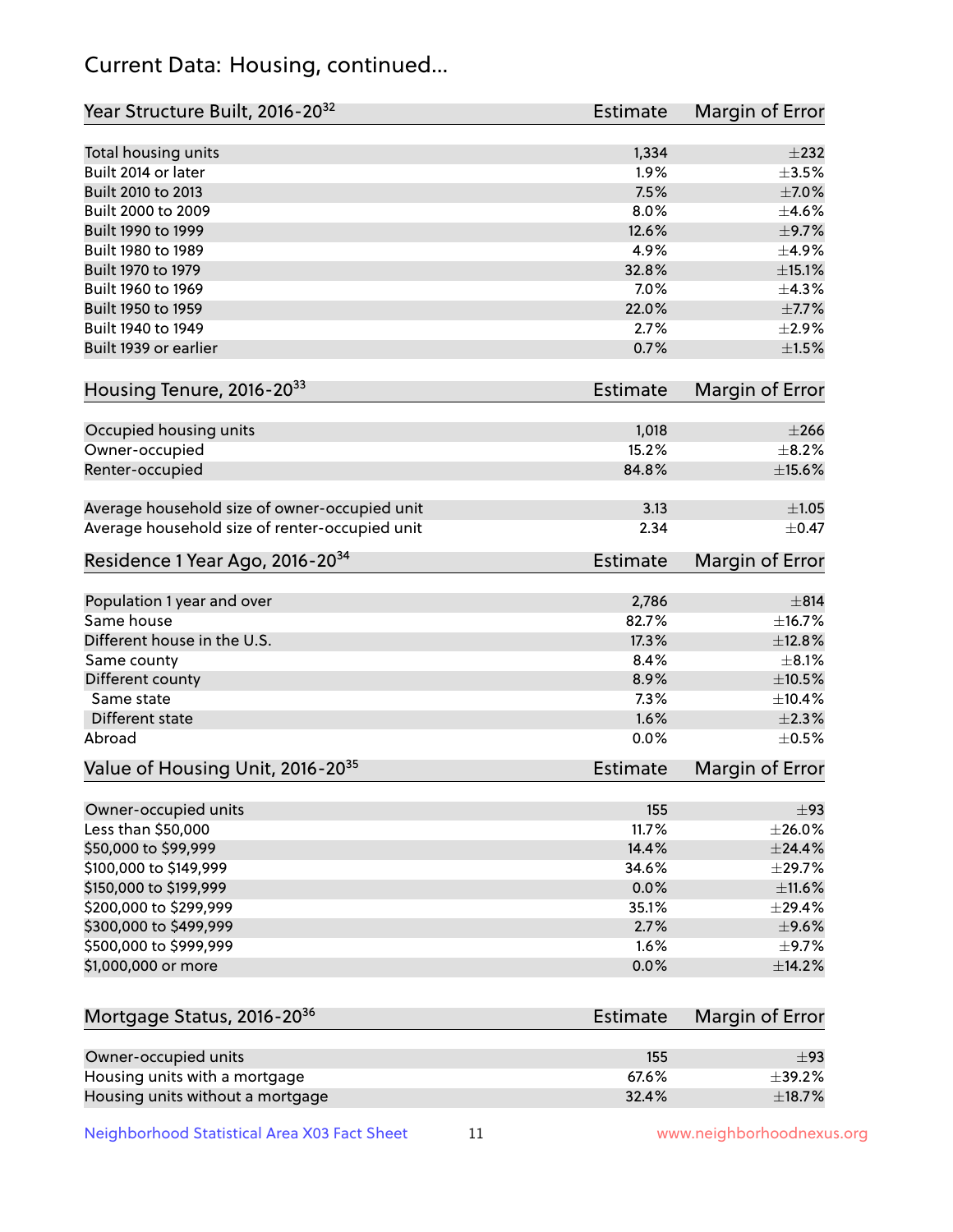## Current Data: Housing, continued...

| Year Structure Built, 2016-20[32] | Estimate | Margin of Error |
|---|---|---|
| Total housing units | 1,334 | ±232 |
| Built 2014 or later | 1.9% | ±3.5% |
| Built 2010 to 2013 | 7.5% | ±7.0% |
| Built 2000 to 2009 | 8.0% | ±4.6% |
| Built 1990 to 1999 | 12.6% | ±9.7% |
| Built 1980 to 1989 | 4.9% | ±4.9% |
| Built 1970 to 1979 | 32.8% | ±15.1% |
| Built 1960 to 1969 | 7.0% | ±4.3% |
| Built 1950 to 1959 | 22.0% | ±7.7% |
| Built 1940 to 1949 | 2.7% | ±2.9% |
| Built 1939 or earlier | 0.7% | ±1.5% |

| Housing Tenure, 2016-20[33] | Estimate | Margin of Error |
|---|---|---|
| Occupied housing units | 1,018 | ±266 |
| Owner-occupied | 15.2% | ±8.2% |
| Renter-occupied | 84.8% | ±15.6% |
| Average household size of owner-occupied unit | 3.13 | ±1.05 |
| Average household size of renter-occupied unit | 2.34 | ±0.47 |

| Residence 1 Year Ago, 2016-20[34] | Estimate | Margin of Error |
|---|---|---|
| Population 1 year and over | 2,786 | ±814 |
| Same house | 82.7% | ±16.7% |
| Different house in the U.S. | 17.3% | ±12.8% |
| Same county | 8.4% | ±8.1% |
| Different county | 8.9% | ±10.5% |
| Same state | 7.3% | ±10.4% |
| Different state | 1.6% | ±2.3% |
| Abroad | 0.0% | ±0.5% |

| Value of Housing Unit, 2016-20[35] | Estimate | Margin of Error |
|---|---|---|
| Owner-occupied units | 155 | ±93 |
| Less than $50,000 | 11.7% | ±26.0% |
| $50,000 to $99,999 | 14.4% | ±24.4% |
| $100,000 to $149,999 | 34.6% | ±29.7% |
| $150,000 to $199,999 | 0.0% | ±11.6% |
| $200,000 to $299,999 | 35.1% | ±29.4% |
| $300,000 to $499,999 | 2.7% | ±9.6% |
| $500,000 to $999,999 | 1.6% | ±9.7% |
| $1,000,000 or more | 0.0% | ±14.2% |

| Mortgage Status, 2016-20[36] | Estimate | Margin of Error |
|---|---|---|
| Owner-occupied units | 155 | ±93 |
| Housing units with a mortgage | 67.6% | ±39.2% |
| Housing units without a mortgage | 32.4% | ±18.7% |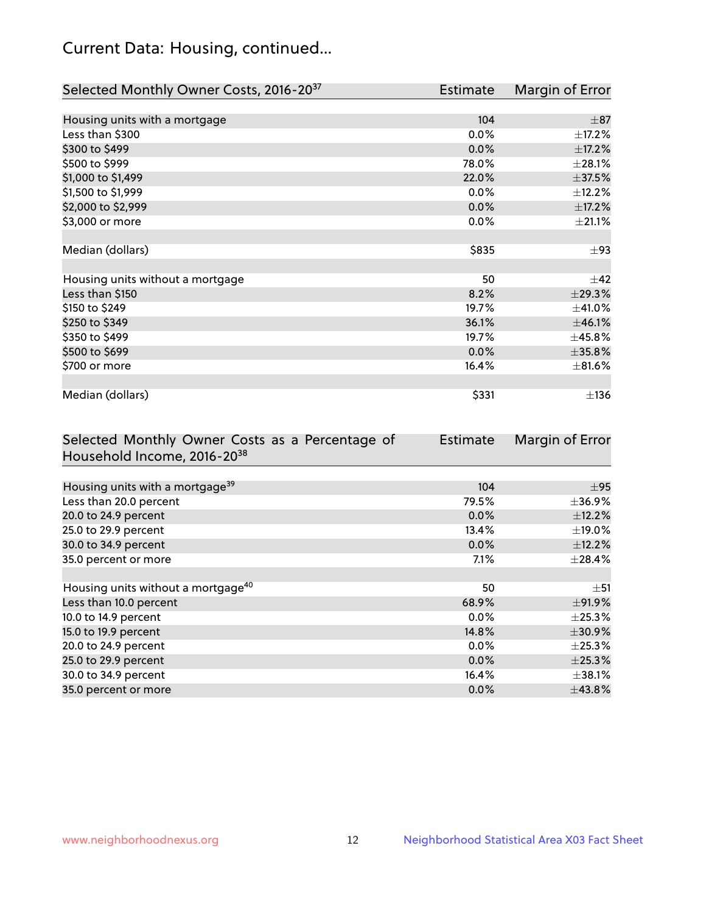## Current Data: Housing, continued...

| Selected Monthly Owner Costs, 2016-20[37] | Estimate | Margin of Error |
|---|---|---|
| Housing units with a mortgage | 104 | ±87 |
| Less than $300 | 0.0% | ±17.2% |
| $300 to $499 | 0.0% | ±17.2% |
| $500 to $999 | 78.0% | ±28.1% |
| $1,000 to $1,499 | 22.0% | ±37.5% |
| $1,500 to $1,999 | 0.0% | ±12.2% |
| $2,000 to $2,999 | 0.0% | ±17.2% |
| $3,000 or more | 0.0% | ±21.1% |
| | | |
| Median (dollars) | $835 | ±93 |
| | | |
| Housing units without a mortgage | 50 | ±42 |
| Less than $150 | 8.2% | ±29.3% |
| $150 to $249 | 19.7% | ±41.0% |
| $250 to $349 | 36.1% | ±46.1% |
| $350 to $499 | 19.7% | ±45.8% |
| $500 to $699 | 0.0% | ±35.8% |
| $700 or more | 16.4% | ±81.6% |
| | | |
| Median (dollars) | $331 | ±136 |

| Selected Monthly Owner Costs as a Percentage of Household Income, 2016-20[38] | Estimate | Margin of Error |
|---|---|---|
| Housing units with a mortgage[39] | 104 | ±95 |
| Less than 20.0 percent | 79.5% | ±36.9% |
| 20.0 to 24.9 percent | 0.0% | ±12.2% |
| 25.0 to 29.9 percent | 13.4% | ±19.0% |
| 30.0 to 34.9 percent | 0.0% | ±12.2% |
| 35.0 percent or more | 7.1% | ±28.4% |
| | | |
| Housing units without a mortgage[40] | 50 | ±51 |
| Less than 10.0 percent | 68.9% | ±91.9% |
| 10.0 to 14.9 percent | 0.0% | ±25.3% |
| 15.0 to 19.9 percent | 14.8% | ±30.9% |
| 20.0 to 24.9 percent | 0.0% | ±25.3% |
| 25.0 to 29.9 percent | 0.0% | ±25.3% |
| 30.0 to 34.9 percent | 16.4% | ±38.1% |
| 35.0 percent or more | 0.0% | ±43.8% |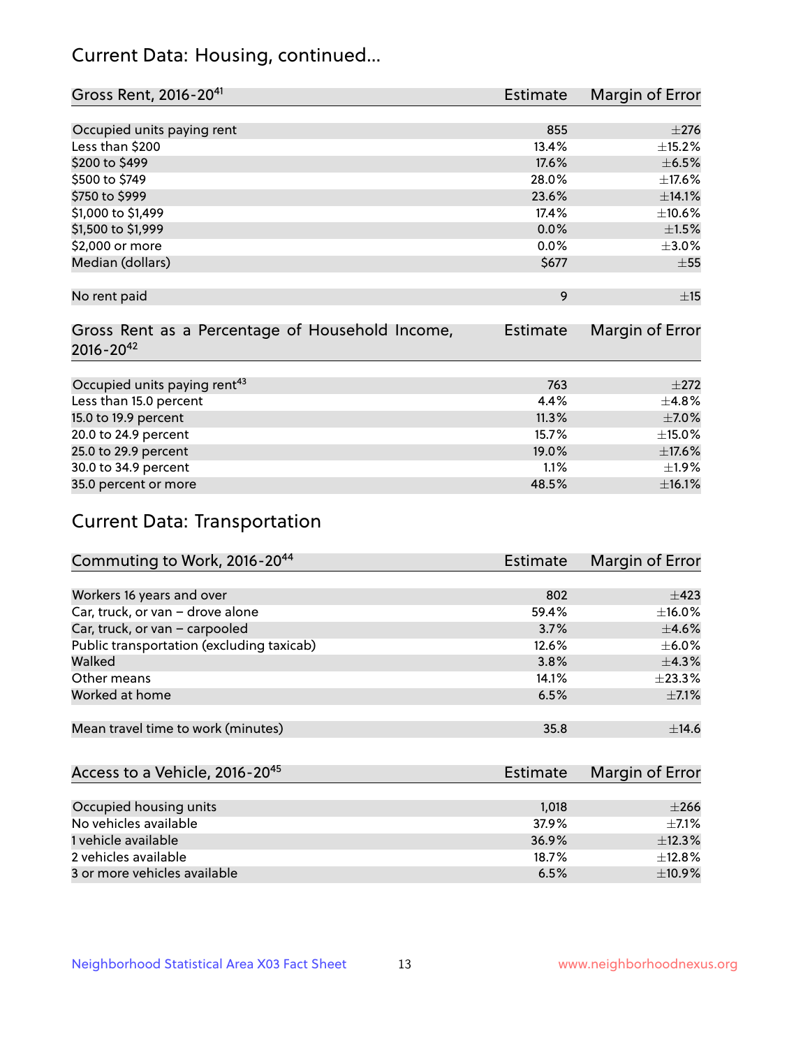## Current Data: Housing, continued...

| Gross Rent, 2016-20[41] | Estimate | Margin of Error |
|---|---|---|
| Occupied units paying rent | 855 | ±276 |
| Less than $200 | 13.4% | ±15.2% |
| $200 to $499 | 17.6% | ±6.5% |
| $500 to $749 | 28.0% | ±17.6% |
| $750 to $999 | 23.6% | ±14.1% |
| $1,000 to $1,499 | 17.4% | ±10.6% |
| $1,500 to $1,999 | 0.0% | ±1.5% |
| $2,000 or more | 0.0% | ±3.0% |
| Median (dollars) | $677 | ±55 |
| No rent paid | 9 | ±15 |

| Gross Rent as a Percentage of Household Income, 2016-20[42] | Estimate | Margin of Error |
|---|---|---|
| Occupied units paying rent[43] | 763 | ±272 |
| Less than 15.0 percent | 4.4% | ±4.8% |
| 15.0 to 19.9 percent | 11.3% | ±7.0% |
| 20.0 to 24.9 percent | 15.7% | ±15.0% |
| 25.0 to 29.9 percent | 19.0% | ±17.6% |
| 30.0 to 34.9 percent | 1.1% | ±1.9% |
| 35.0 percent or more | 48.5% | ±16.1% |

## Current Data: Transportation

| Commuting to Work, 2016-20[44] | Estimate | Margin of Error |
|---|---|---|
| Workers 16 years and over | 802 | ±423 |
| Car, truck, or van – drove alone | 59.4% | ±16.0% |
| Car, truck, or van – carpooled | 3.7% | ±4.6% |
| Public transportation (excluding taxicab) | 12.6% | ±6.0% |
| Walked | 3.8% | ±4.3% |
| Other means | 14.1% | ±23.3% |
| Worked at home | 6.5% | ±7.1% |
| Mean travel time to work (minutes) | 35.8 | ±14.6 |

| Access to a Vehicle, 2016-20[45] | Estimate | Margin of Error |
|---|---|---|
| Occupied housing units | 1,018 | ±266 |
| No vehicles available | 37.9% | ±7.1% |
| 1 vehicle available | 36.9% | ±12.3% |
| 2 vehicles available | 18.7% | ±12.8% |
| 3 or more vehicles available | 6.5% | ±10.9% |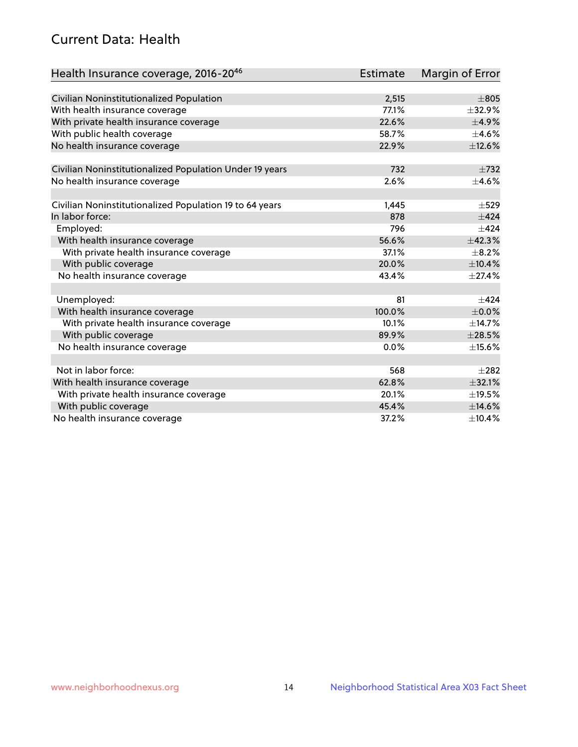## Current Data: Health

| Health Insurance coverage, 2016-20[46] | Estimate | Margin of Error |
|---|---|---|
| Civilian Noninstitutionalized Population | 2,515 | ±805 |
| With health insurance coverage | 77.1% | ±32.9% |
| With private health insurance coverage | 22.6% | ±4.9% |
| With public health coverage | 58.7% | ±4.6% |
| No health insurance coverage | 22.9% | ±12.6% |
| | | |
| Civilian Noninstitutionalized Population Under 19 years | 732 | ±732 |
| No health insurance coverage | 2.6% | ±4.6% |
| | | |
| Civilian Noninstitutionalized Population 19 to 64 years | 1,445 | ±529 |
| In labor force: | 878 | ±424 |
| Employed: | 796 | ±424 |
| With health insurance coverage | 56.6% | ±42.3% |
| With private health insurance coverage | 37.1% | ±8.2% |
| With public coverage | 20.0% | ±10.4% |
| No health insurance coverage | 43.4% | ±27.4% |
| | | |
| Unemployed: | 81 | ±424 |
| With health insurance coverage | 100.0% | ±0.0% |
| With private health insurance coverage | 10.1% | ±14.7% |
| With public coverage | 89.9% | ±28.5% |
| No health insurance coverage | 0.0% | ±15.6% |
| | | |
| Not in labor force: | 568 | ±282 |
| With health insurance coverage | 62.8% | ±32.1% |
| With private health insurance coverage | 20.1% | ±19.5% |
| With public coverage | 45.4% | ±14.6% |
| No health insurance coverage | 37.2% | ±10.4% |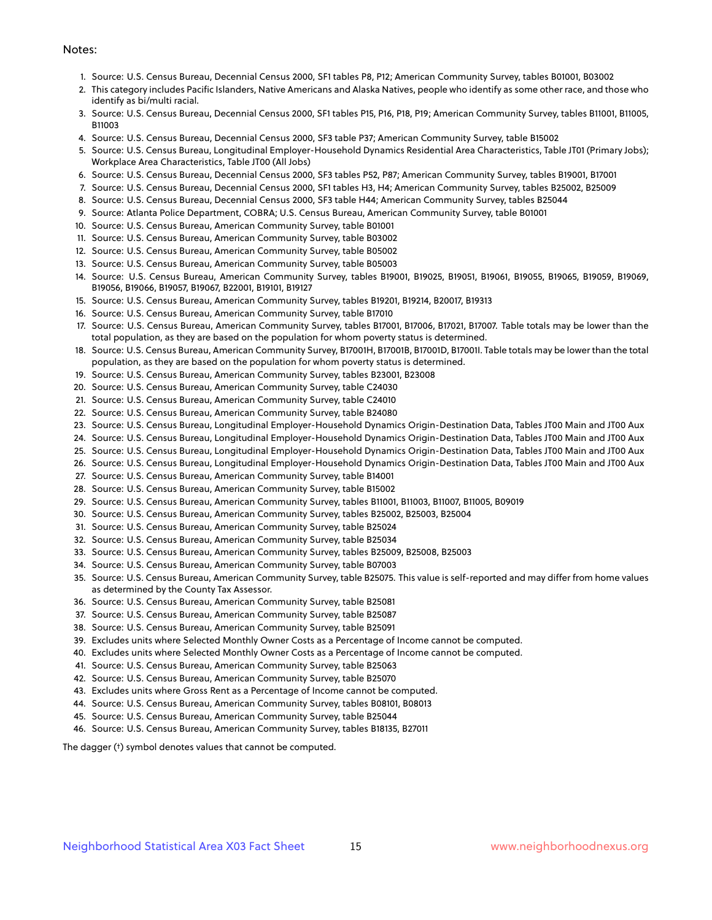Notes:

1. Source: U.S. Census Bureau, Decennial Census 2000, SF1 tables P8, P12; American Community Survey, tables B01001, B03002
2. This category includes Pacific Islanders, Native Americans and Alaska Natives, people who identify as some other race, and those who identify as bi/multi racial.
3. Source: U.S. Census Bureau, Decennial Census 2000, SF1 tables P15, P16, P18, P19; American Community Survey, tables B11001, B11005, B11003
4. Source: U.S. Census Bureau, Decennial Census 2000, SF3 table P37; American Community Survey, table B15002
5. Source: U.S. Census Bureau, Longitudinal Employer-Household Dynamics Residential Area Characteristics, Table JT01 (Primary Jobs); Workplace Area Characteristics, Table JT00 (All Jobs)
6. Source: U.S. Census Bureau, Decennial Census 2000, SF3 tables P52, P87; American Community Survey, tables B19001, B17001
7. Source: U.S. Census Bureau, Decennial Census 2000, SF1 tables H3, H4; American Community Survey, tables B25002, B25009
8. Source: U.S. Census Bureau, Decennial Census 2000, SF3 table H44; American Community Survey, tables B25044
9. Source: Atlanta Police Department, COBRA; U.S. Census Bureau, American Community Survey, table B01001
10. Source: U.S. Census Bureau, American Community Survey, table B01001
11. Source: U.S. Census Bureau, American Community Survey, table B03002
12. Source: U.S. Census Bureau, American Community Survey, table B05002
13. Source: U.S. Census Bureau, American Community Survey, table B05003
14. Source: U.S. Census Bureau, American Community Survey, tables B19001, B19025, B19051, B19061, B19055, B19065, B19059, B19069, B19056, B19066, B19057, B19067, B22001, B19101, B19127
15. Source: U.S. Census Bureau, American Community Survey, tables B19201, B19214, B20017, B19313
16. Source: U.S. Census Bureau, American Community Survey, table B17010
17. Source: U.S. Census Bureau, American Community Survey, tables B17001, B17006, B17021, B17007. Table totals may be lower than the total population, as they are based on the population for whom poverty status is determined.
18. Source: U.S. Census Bureau, American Community Survey, B17001H, B17001B, B17001D, B17001I. Table totals may be lower than the total population, as they are based on the population for whom poverty status is determined.
19. Source: U.S. Census Bureau, American Community Survey, tables B23001, B23008
20. Source: U.S. Census Bureau, American Community Survey, table C24030
21. Source: U.S. Census Bureau, American Community Survey, table C24010
22. Source: U.S. Census Bureau, American Community Survey, table B24080
23. Source: U.S. Census Bureau, Longitudinal Employer-Household Dynamics Origin-Destination Data, Tables JT00 Main and JT00 Aux
24. Source: U.S. Census Bureau, Longitudinal Employer-Household Dynamics Origin-Destination Data, Tables JT00 Main and JT00 Aux
25. Source: U.S. Census Bureau, Longitudinal Employer-Household Dynamics Origin-Destination Data, Tables JT00 Main and JT00 Aux
26. Source: U.S. Census Bureau, Longitudinal Employer-Household Dynamics Origin-Destination Data, Tables JT00 Main and JT00 Aux
27. Source: U.S. Census Bureau, American Community Survey, table B14001
28. Source: U.S. Census Bureau, American Community Survey, table B15002
29. Source: U.S. Census Bureau, American Community Survey, tables B11001, B11003, B11007, B11005, B09019
30. Source: U.S. Census Bureau, American Community Survey, tables B25002, B25003, B25004
31. Source: U.S. Census Bureau, American Community Survey, table B25024
32. Source: U.S. Census Bureau, American Community Survey, table B25034
33. Source: U.S. Census Bureau, American Community Survey, tables B25009, B25008, B25003
34. Source: U.S. Census Bureau, American Community Survey, table B07003
35. Source: U.S. Census Bureau, American Community Survey, table B25075. This value is self-reported and may differ from home values as determined by the County Tax Assessor.
36. Source: U.S. Census Bureau, American Community Survey, table B25081
37. Source: U.S. Census Bureau, American Community Survey, table B25087
38. Source: U.S. Census Bureau, American Community Survey, table B25091
39. Excludes units where Selected Monthly Owner Costs as a Percentage of Income cannot be computed.
40. Excludes units where Selected Monthly Owner Costs as a Percentage of Income cannot be computed.
41. Source: U.S. Census Bureau, American Community Survey, table B25063
42. Source: U.S. Census Bureau, American Community Survey, table B25070
43. Excludes units where Gross Rent as a Percentage of Income cannot be computed.
44. Source: U.S. Census Bureau, American Community Survey, tables B08101, B08013
45. Source: U.S. Census Bureau, American Community Survey, table B25044
46. Source: U.S. Census Bureau, American Community Survey, tables B18135, B27011

The dagger (†) symbol denotes values that cannot be computed.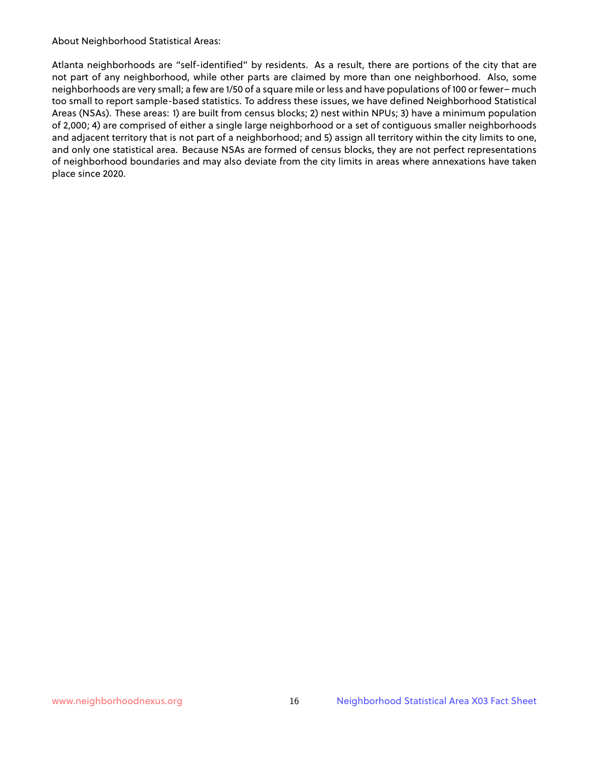About Neighborhood Statistical Areas:

Atlanta neighborhoods are "self-identified" by residents. As a result, there are portions of the city that are not part of any neighborhood, while other parts are claimed by more than one neighborhood. Also, some neighborhoods are very small; a few are 1/50 of a square mile or less and have populations of 100 or fewer– much too small to report sample-based statistics. To address these issues, we have defined Neighborhood Statistical Areas (NSAs). These areas: 1) are built from census blocks; 2) nest within NPUs; 3) have a minimum population of 2,000; 4) are comprised of either a single large neighborhood or a set of contiguous smaller neighborhoods and adjacent territory that is not part of a neighborhood; and 5) assign all territory within the city limits to one, and only one statistical area. Because NSAs are formed of census blocks, they are not perfect representations of neighborhood boundaries and may also deviate from the city limits in areas where annexations have taken place since 2020.